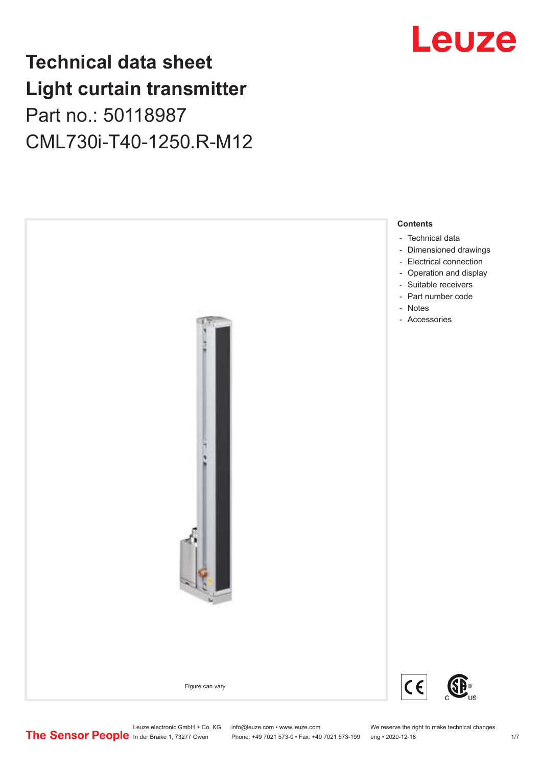# Technical data sheet
# Light curtain transmitter

Part no.: 50118987

CML730i-T40-1250.R-M12

Figure can vary

**Contents**

- Technical data
- Dimensioned drawings
- Electrical connection
- Operation and display
- Suitable receivers
- Part number code
- Notes
- Accessories

Leuze electronic GmbH + Co. KG
In der Braike 1, 73277 Owen

info@leuze.com • www.leuze.com
Phone: +49 7021 573-0 • Fax: +49 7021 573-199

We reserve the right to make technical changes
eng • 2020-12-18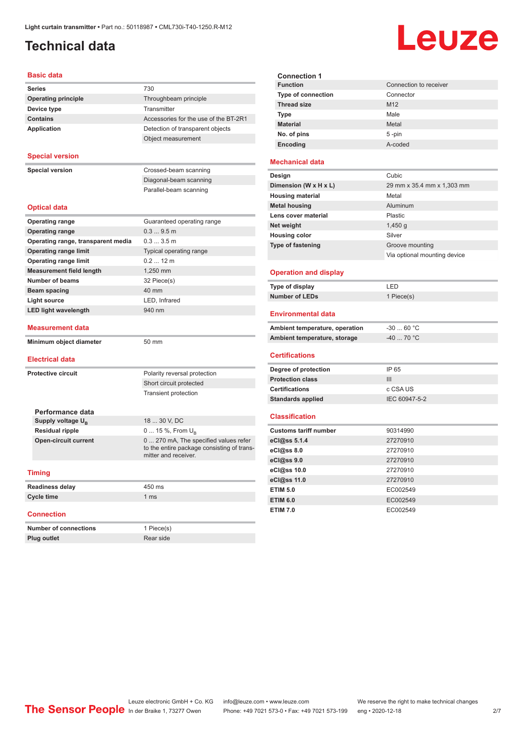# Technical data

## Basic data

| | |
|---|---|
| **Series** | 730 |
| **Operating principle** | Throughbeam principle |
| **Device type** | Transmitter |
| **Contains** | Accessories for the use of the BT-2R1 |
| **Application** | Detection of transparent objects |
| | Object measurement |

## Special version

| | |
|---|---|
| **Special version** | Crossed-beam scanning |
| | Diagonal-beam scanning |
| | Parallel-beam scanning |

## Optical data

| | |
|---|---|
| **Operating range** | Guaranteed operating range |
| **Operating range** | 0.3 ... 9.5 m |
| **Operating range, transparent media** | 0.3 ... 3.5 m |
| **Operating range limit** | Typical operating range |
| **Operating range limit** | 0.2 ... 12 m |
| **Measurement field length** | 1,250 mm |
| **Number of beams** | 32 Piece(s) |
| **Beam spacing** | 40 mm |
| **Light source** | LED, Infrared |
| **LED light wavelength** | 940 nm |

## Measurement data

| | |
|---|---|
| **Minimum object diameter** | 50 mm |

## Electrical data

| | |
|---|---|
| **Protective circuit** | Polarity reversal protection |
| | Short circuit protected |
| | Transient protection |

### Performance data

| | |
|---|---|
| **Supply voltage $U_B$** | 18 ... 30 V, DC |
| **Residual ripple** | 0 ... 15 %, From $U_B$ |
| **Open-circuit current** | 0 ... 270 mA, The specified values refer to the entire package consisting of transmitter and receiver. |

## Timing

| | |
|---|---|
| **Readiness delay** | 450 ms |
| **Cycle time** | 1 ms |

## Connection

| | |
|---|---|
| **Number of connections** | 1 Piece(s) |
| **Plug outlet** | Rear side |

### Connection 1

| | |
|---|---|
| **Function** | Connection to receiver |
| **Type of connection** | Connector |
| **Thread size** | M12 |
| **Type** | Male |
| **Material** | Metal |
| **No. of pins** | 5 -pin |
| **Encoding** | A-coded |

## Mechanical data

| | |
|---|---|
| **Design** | Cubic |
| **Dimension (W x H x L)** | 29 mm x 35.4 mm x 1,303 mm |
| **Housing material** | Metal |
| **Metal housing** | Aluminum |
| **Lens cover material** | Plastic |
| **Net weight** | 1,450 g |
| **Housing color** | Silver |
| **Type of fastening** | Groove mounting |
| | Via optional mounting device |

## Operation and display

| | |
|---|---|
| **Type of display** | LED |
| **Number of LEDs** | 1 Piece(s) |

## Environmental data

| | |
|---|---|
| **Ambient temperature, operation** | -30 ... 60 °C |
| **Ambient temperature, storage** | -40 ... 70 °C |

## Certifications

| | |
|---|---|
| **Degree of protection** | IP 65 |
| **Protection class** | III |
| **Certifications** | c CSA US |
| **Standards applied** | IEC 60947-5-2 |

## Classification

| | |
|---|---|
| **Customs tariff number** | 90314990 |
| **eCl@ss 5.1.4** | 27270910 |
| **eCl@ss 8.0** | 27270910 |
| **eCl@ss 9.0** | 27270910 |
| **eCl@ss 10.0** | 27270910 |
| **eCl@ss 11.0** | 27270910 |
| **ETIM 5.0** | EC002549 |
| **ETIM 6.0** | EC002549 |
| **ETIM 7.0** | EC002549 |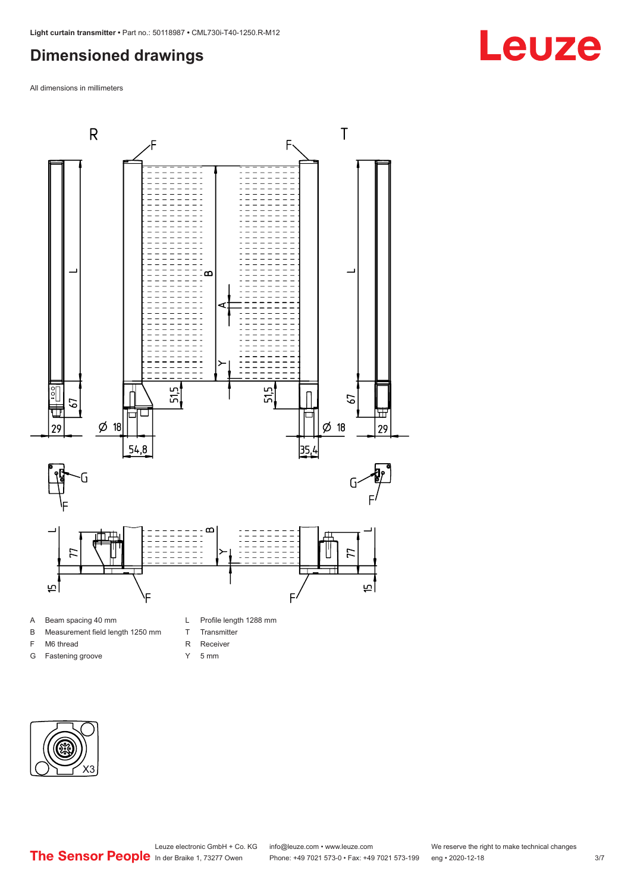# Dimensioned drawings

All dimensions in millimeters

A Beam spacing 40 mm
B Measurement field length 1250 mm
F M6 thread
G Fastening groove
L Profile length 1288 mm
T Transmitter
R Receiver
Y 5 mm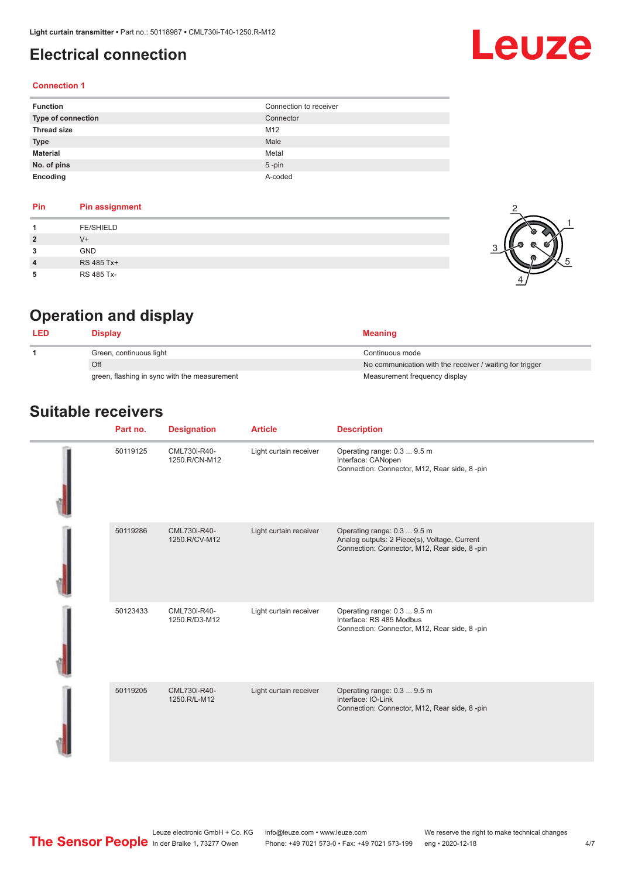# Electrical connection

## Connection 1

| Function | Connection to receiver |
|---|---|
| Type of connection | Connector |
| Thread size | M12 |
| Type | Male |
| Material | Metal |
| No. of pins | 5 -pin |
| Encoding | A-coded |

| Pin | Pin assignment |
|---|---|
| 1 | FE/SHIELD |
| 2 | V+ |
| 3 | GND |
| 4 | RS 485 Tx+ |
| 5 | RS 485 Tx- |

# Operation and display

| LED | Display | Meaning |
|---|---|---|
| 1 | Green, continuous light | Continuous mode |
| | Off | No communication with the receiver / waiting for trigger |
| | green, flashing in sync with the measurement | Measurement frequency display |

# Suitable receivers

| Part no. | Designation | Article | Description |
|---|---|---|---|
| 50119125 | CML730i-R40-1250.R/CN-M12 | Light curtain receiver | Operating range: 0.3 ... 9.5 m<br>Interface: CANopen<br>Connection: Connector, M12, Rear side, 8 -pin |
| 50119286 | CML730i-R40-1250.R/CV-M12 | Light curtain receiver | Operating range: 0.3 ... 9.5 m<br>Analog outputs: 2 Piece(s), Voltage, Current<br>Connection: Connector, M12, Rear side, 8 -pin |
| 50123433 | CML730i-R40-1250.R/D3-M12 | Light curtain receiver | Operating range: 0.3 ... 9.5 m<br>Interface: RS 485 Modbus<br>Connection: Connector, M12, Rear side, 8 -pin |
| 50119205 | CML730i-R40-1250.R/L-M12 | Light curtain receiver | Operating range: 0.3 ... 9.5 m<br>Interface: IO-Link<br>Connection: Connector, M12, Rear side, 8 -pin |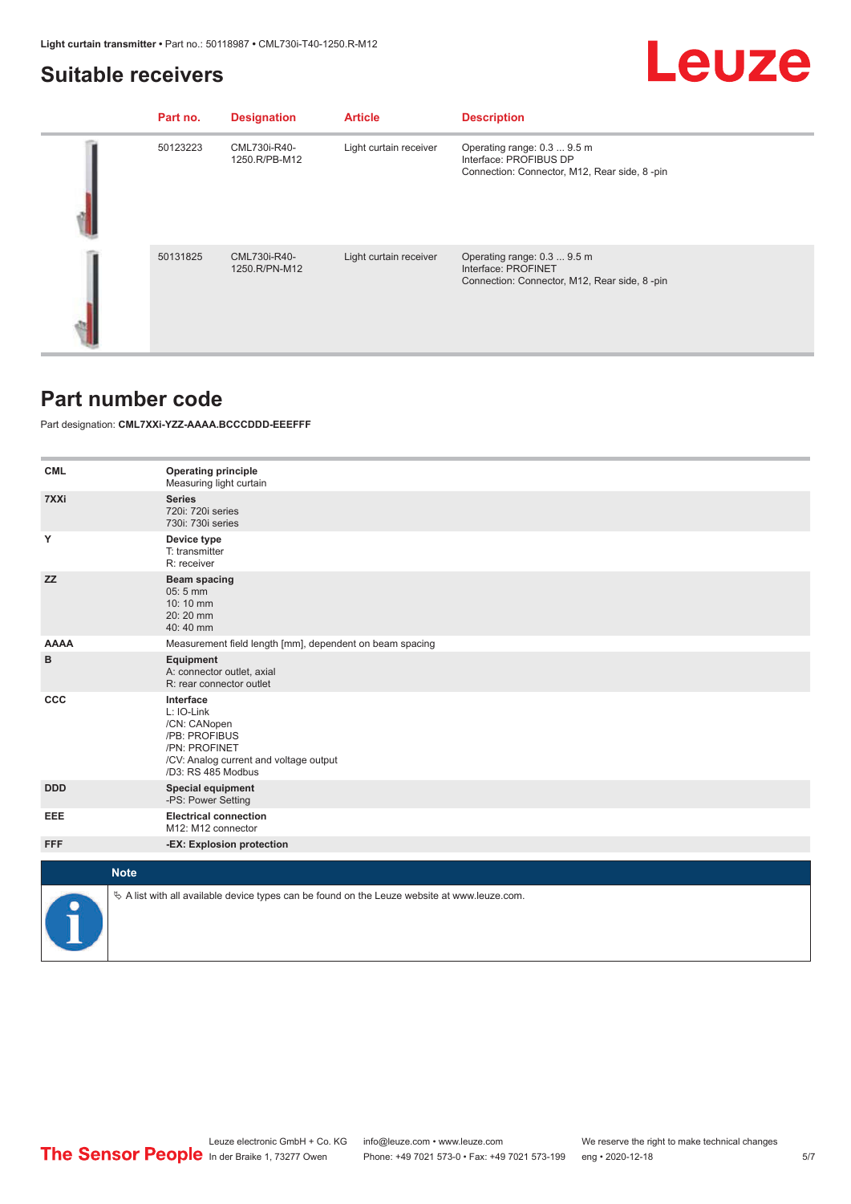## Suitable receivers

| | Part no. | Designation | Article | Description |
|---|---|---|---|---|
| | 50123223 | CML730i-R40-1250.R/PB-M12 | Light curtain receiver | Operating range: 0.3 ... 9.5 m<br>Interface: PROFIBUS DP<br>Connection: Connector, M12, Rear side, 8 -pin |
| | 50131825 | CML730i-R40-1250.R/PN-M12 | Light curtain receiver | Operating range: 0.3 ... 9.5 m<br>Interface: PROFINET<br>Connection: Connector, M12, Rear side, 8 -pin |

## Part number code

Part designation: **CML7XXi-YZZ-AAAA.BCCCDDD-EEEFFF**

| | |
|---|---|
| **CML** | **Operating principle**<br>Measuring light curtain |
| **7XXi** | **Series**<br>720i: 720i series<br>730i: 730i series |
| **Y** | **Device type**<br>T: transmitter<br>R: receiver |
| **ZZ** | **Beam spacing**<br>05: 5 mm<br>10: 10 mm<br>20: 20 mm<br>40: 40 mm |
| **AAAA** | Measurement field length [mm], dependent on beam spacing |
| **B** | **Equipment**<br>A: connector outlet, axial<br>R: rear connector outlet |
| **CCC** | **Interface**<br>L: IO-Link<br>/CN: CANopen<br>/PB: PROFIBUS<br>/PN: PROFINET<br>/CV: Analog current and voltage output<br>/D3: RS 485 Modbus |
| **DDD** | **Special equipment**<br>-PS: Power Setting |
| **EEE** | **Electrical connection**<br>M12: M12 connector |
| **FFF** | **-EX: Explosion protection** |

**Note**

↳ A list with all available device types can be found on the Leuze website at www.leuze.com.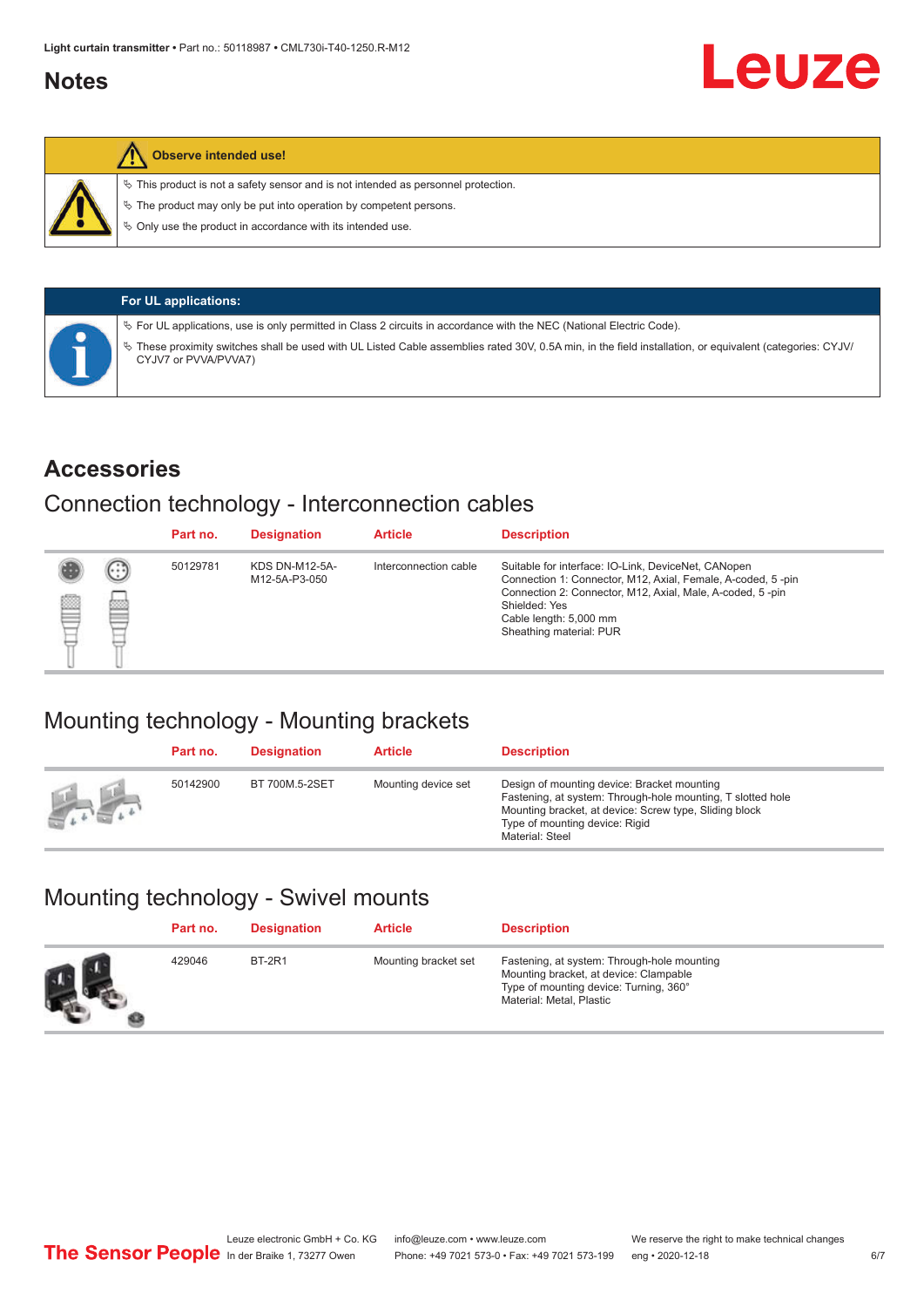## Notes

**Observe intended use!**

- ✎ This product is not a safety sensor and is not intended as personnel protection.
- ✎ The product may only be put into operation by competent persons.
- ✎ Only use the product in accordance with its intended use.

**For UL applications:**

- ✎ For UL applications, use is only permitted in Class 2 circuits in accordance with the NEC (National Electric Code).
- ✎ These proximity switches shall be used with UL Listed Cable assemblies rated 30V, 0.5A min, in the field installation, or equivalent (categories: CYJV/CYJV7 or PVVA/PVVA7)

## Accessories

### Connection technology - Interconnection cables

| Part no. | Designation | Article | Description |
|---|---|---|---|
| 50129781 | KDS DN-M12-5A-M12-5A-P3-050 | Interconnection cable | Suitable for interface: IO-Link, DeviceNet, CANopen<br>Connection 1: Connector, M12, Axial, Female, A-coded, 5 -pin<br>Connection 2: Connector, M12, Axial, Male, A-coded, 5 -pin<br>Shielded: Yes<br>Cable length: 5,000 mm<br>Sheathing material: PUR |

### Mounting technology - Mounting brackets

| Part no. | Designation | Article | Description |
|---|---|---|---|
| 50142900 | BT 700M.5-2SET | Mounting device set | Design of mounting device: Bracket mounting<br>Fastening, at system: Through-hole mounting, T slotted hole<br>Mounting bracket, at device: Screw type, Sliding block<br>Type of mounting device: Rigid<br>Material: Steel |

### Mounting technology - Swivel mounts

| Part no. | Designation | Article | Description |
|---|---|---|---|
| 429046 | BT-2R1 | Mounting bracket set | Fastening, at system: Through-hole mounting<br>Mounting bracket, at device: Clampable<br>Type of mounting device: Turning, 360°<br>Material: Metal, Plastic |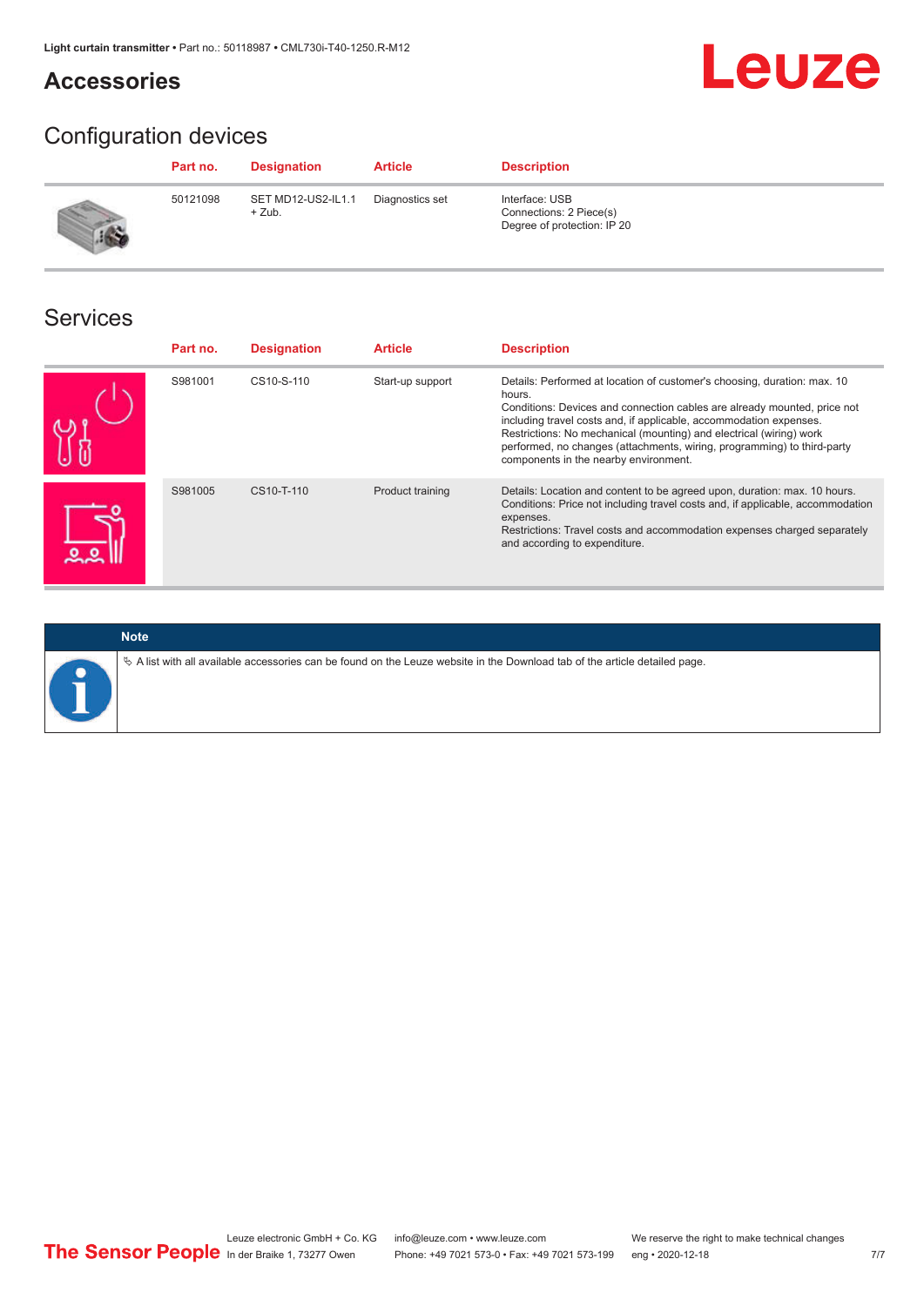# Accessories

## Configuration devices

| | Part no. | Designation | Article | Description |
|---|---|---|---|---|
| | 50121098 | SET MD12-US2-IL1.1 + Zub. | Diagnostics set | Interface: USB<br>Connections: 2 Piece(s)<br>Degree of protection: IP 20 |

## Services

| | Part no. | Designation | Article | Description |
|---|---|---|---|---|
| | S981001 | CS10-S-110 | Start-up support | Details: Performed at location of customer's choosing, duration: max. 10 hours.<br>Conditions: Devices and connection cables are already mounted, price not including travel costs and, if applicable, accommodation expenses.<br>Restrictions: No mechanical (mounting) and electrical (wiring) work performed, no changes (attachments, wiring, programming) to third-party components in the nearby environment. |
| | S981005 | CS10-T-110 | Product training | Details: Location and content to be agreed upon, duration: max. 10 hours.<br>Conditions: Price not including travel costs and, if applicable, accommodation expenses.<br>Restrictions: Travel costs and accommodation expenses charged separately and according to expenditure. |

**Note**

↳ A list with all available accessories can be found on the Leuze website in the Download tab of the article detailed page.